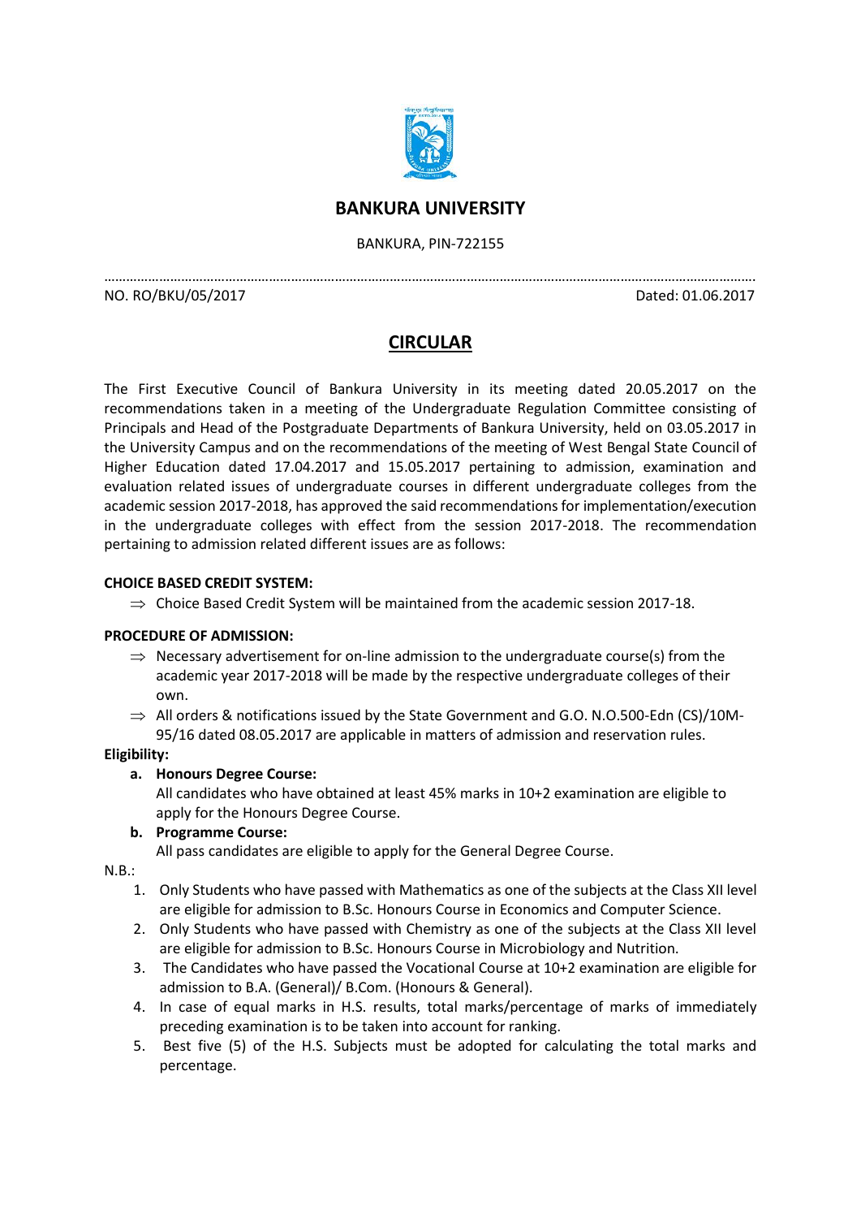# BANKURA UNIVERSITY

BANKURA, PIN-722155

NO. RO/BKU/05/2017 Dated: 01.06.2017

## CIRCULAR

The First Executive Council of Bankura University in its meeting dated 20.05.2017 on the recommendations taken in a meeting of the Undergraduate Regulation Committee consisting of Principals and Head of the Postgraduate Departments of Bankura University, held on 03.05.2017 in the University Campus and on the recommendations of the meeting of West Bengal State Council of Higher Education dated 17.04.2017 and 15.05.2017 pertaining to admission, examination and evaluation related issues of undergraduate courses in different undergraduate colleges from the academic session 2017-2018, has approved the said recommendations for implementation/execution in the undergraduate colleges with effect from the session 2017-2018. The recommendation pertaining to admission related different issues are as follows:

**CHOICE BASED CREDIT SYSTEM:**

⇒ Choice Based Credit System will be maintained from the academic session 2017-18.

**PROCEDURE OF ADMISSION:**

⇒ Necessary advertisement for on-line admission to the undergraduate course(s) from the academic year 2017-2018 will be made by the respective undergraduate colleges of their own.

⇒ All orders & notifications issued by the State Government and G.O. N.O.500-Edn (CS)/10M-95/16 dated 08.05.2017 are applicable in matters of admission and reservation rules.

**Eligibility:**

a. **Honours Degree Course:**
   All candidates who have obtained at least 45% marks in 10+2 examination are eligible to apply for the Honours Degree Course.

b. **Programme Course:**
   All pass candidates are eligible to apply for the General Degree Course.

N.B.:

1. Only Students who have passed with Mathematics as one of the subjects at the Class XII level are eligible for admission to B.Sc. Honours Course in Economics and Computer Science.
2. Only Students who have passed with Chemistry as one of the subjects at the Class XII level are eligible for admission to B.Sc. Honours Course in Microbiology and Nutrition.
3. The Candidates who have passed the Vocational Course at 10+2 examination are eligible for admission to B.A. (General)/ B.Com. (Honours & General).
4. In case of equal marks in H.S. results, total marks/percentage of marks of immediately preceding examination is to be taken into account for ranking.
5. Best five (5) of the H.S. Subjects must be adopted for calculating the total marks and percentage.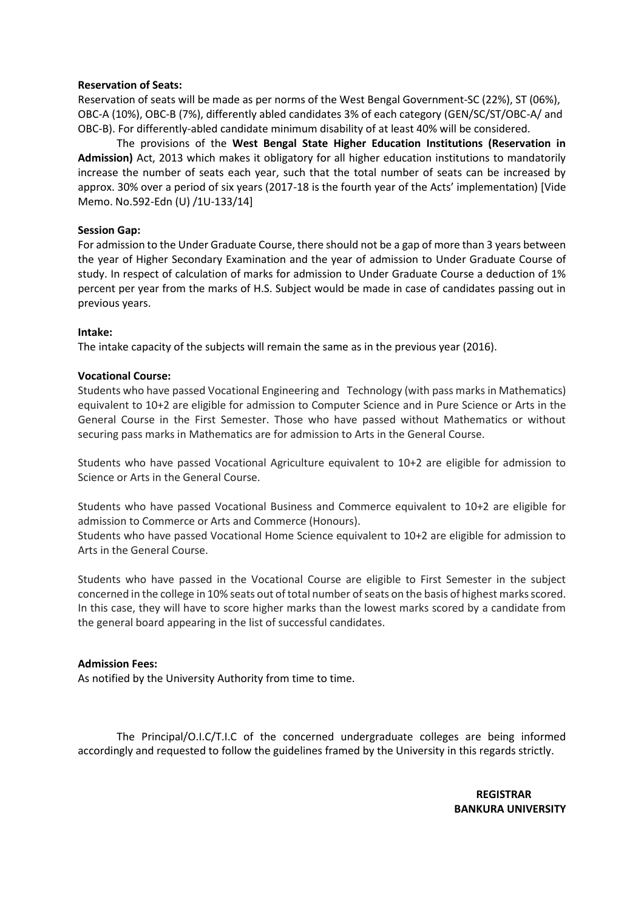**Reservation of Seats:**

Reservation of seats will be made as per norms of the West Bengal Government-SC (22%), ST (06%), OBC-A (10%), OBC-B (7%), differently abled candidates 3% of each category (GEN/SC/ST/OBC-A/ and OBC-B). For differently-abled candidate minimum disability of at least 40% will be considered.

The provisions of the **West Bengal State Higher Education Institutions (Reservation in Admission)** Act, 2013 which makes it obligatory for all higher education institutions to mandatorily increase the number of seats each year, such that the total number of seats can be increased by approx. 30% over a period of six years (2017-18 is the fourth year of the Acts' implementation) [Vide Memo. No.592-Edn (U) /1U-133/14]

**Session Gap:**

For admission to the Under Graduate Course, there should not be a gap of more than 3 years between the year of Higher Secondary Examination and the year of admission to Under Graduate Course of study. In respect of calculation of marks for admission to Under Graduate Course a deduction of 1% percent per year from the marks of H.S. Subject would be made in case of candidates passing out in previous years.

**Intake:**

The intake capacity of the subjects will remain the same as in the previous year (2016).

**Vocational Course:**

Students who have passed Vocational Engineering and Technology (with pass marks in Mathematics) equivalent to 10+2 are eligible for admission to Computer Science and in Pure Science or Arts in the General Course in the First Semester. Those who have passed without Mathematics or without securing pass marks in Mathematics are for admission to Arts in the General Course.

Students who have passed Vocational Agriculture equivalent to 10+2 are eligible for admission to Science or Arts in the General Course.

Students who have passed Vocational Business and Commerce equivalent to 10+2 are eligible for admission to Commerce or Arts and Commerce (Honours).

Students who have passed Vocational Home Science equivalent to 10+2 are eligible for admission to Arts in the General Course.

Students who have passed in the Vocational Course are eligible to First Semester in the subject concerned in the college in 10% seats out of total number of seats on the basis of highest marks scored. In this case, they will have to score higher marks than the lowest marks scored by a candidate from the general board appearing in the list of successful candidates.

**Admission Fees:**

As notified by the University Authority from time to time.

The Principal/O.I.C/T.I.C of the concerned undergraduate colleges are being informed accordingly and requested to follow the guidelines framed by the University in this regards strictly.

**REGISTRAR**
**BANKURA UNIVERSITY**